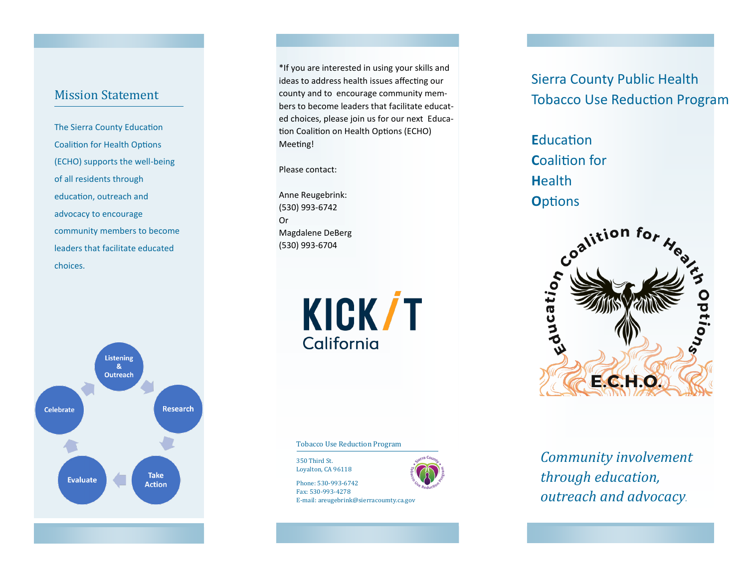## Mission Statement

The Sierra County Education Coalition for Health Options (ECHO) supports the well-being of all residents through education, outreach and advocacy to encourage community members to become leaders that facilitate educated choices.

Listening & Outreach → Research → Take Action → Evaluate → Celebrate

*If you are interested in using your skills and ideas to address health issues affecting our county and to encourage community members to become leaders that facilitate educated choices, please join us for our next Education Coalition on Health Options (ECHO) Meeting!

Please contact:

Anne Reugebrink:
(530) 993-6742
Or
Magdalene DeBerg
(530) 993-6704

KICK IT California

Tobacco Use Reduction Program

350 Third St.
Loyalton, CA 96118

Phone: 530-993-6742
Fax: 530-993-4278
E-mail: areugebrink@sierracoumty.ca.gov

# Sierra County Public Health Tobacco Use Reduction Program

**E**ducation
**C**oalition for
**H**ealth
**O**ptions

Education Coalition for Health Options

E.C.H.O.

*Community involvement through education, outreach and advocacy.*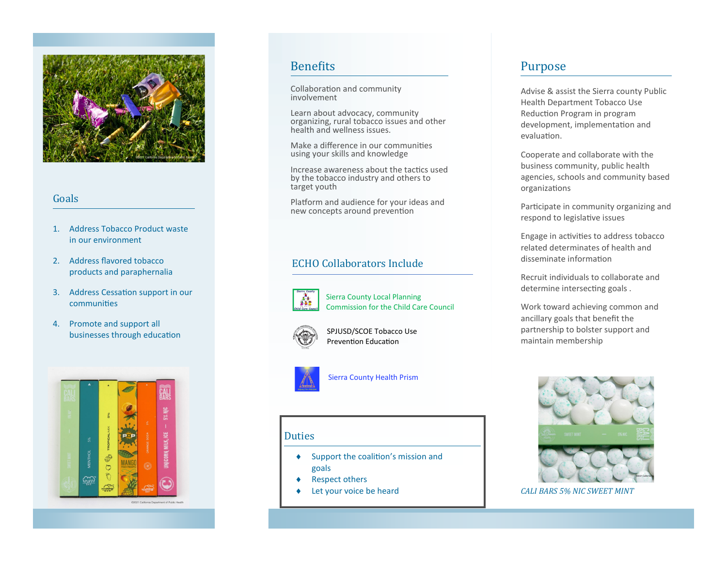## Goals

1. Address Tobacco Product waste in our environment
2. Address flavored tobacco products and paraphernalia
3. Address Cessation support in our communities
4. Promote and support all businesses through education

## Benefits

Collaboration and community involvement

Learn about advocacy, community organizing, rural tobacco issues and other health and wellness issues.

Make a difference in our communities using your skills and knowledge

Increase awareness about the tactics used by the tobacco industry and others to target youth

Platform and audience for your ideas and new concepts around prevention

## ECHO Collaborators Include

Sierra County Local Planning Commission for the Child Care Council

SPJUSD/SCOE Tobacco Use Prevention Education

Sierra County Health Prism

## Duties

- Support the coalition's mission and goals
- Respect others
- Let your voice be heard

## Purpose

Advise & assist the Sierra county Public Health Department Tobacco Use Reduction Program in program development, implementation and evaluation.

Cooperate and collaborate with the business community, public health agencies, schools and community based organizations

Participate in community organizing and respond to legislative issues

Engage in activities to address tobacco related determinates of health and disseminate information

Recruit individuals to collaborate and determine intersecting goals .

Work toward achieving common and ancillary goals that benefit the partnership to bolster support and maintain membership

*CALI BARS 5% NIC SWEET MINT*